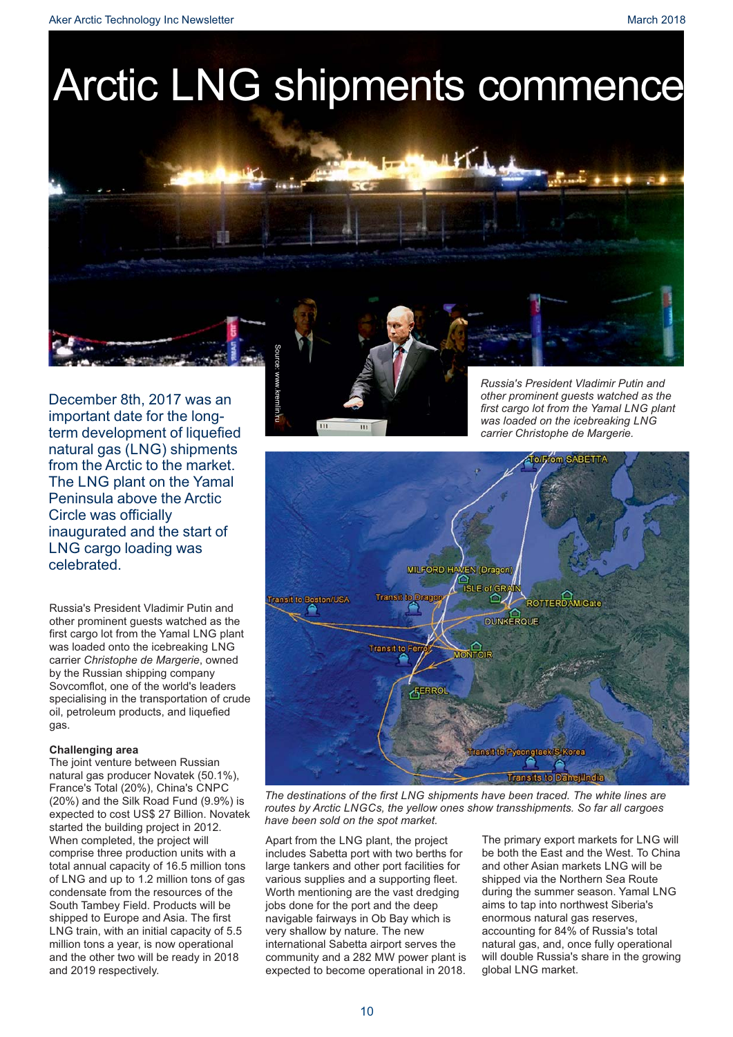# Arctic LNG shipments commence

Source: www.kremlin.ru

*Russia's President Vladimir Putin and other prominent guests watched as the first cargo lot from the Yamal LNG plant was loaded on the icebreaking LNG carrier Christophe de Margerie.*

December 8th, 2017 was an important date for the long-term development of liquefied natural gas (LNG) shipments from the Arctic to the market. The LNG plant on the Yamal Peninsula above the Arctic Circle was officially inaugurated and the start of LNG cargo loading was celebrated.

Russia's President Vladimir Putin and other prominent guests watched as the first cargo lot from the Yamal LNG plant was loaded onto the icebreaking LNG carrier *Christophe de Margerie*, owned by the Russian shipping company Sovcomflot, one of the world's leaders specialising in the transportation of crude oil, petroleum products, and liquefied gas.

### Challenging area

The joint venture between Russian natural gas producer Novatek (50.1%), France's Total (20%), China's CNPC (20%) and the Silk Road Fund (9.9%) is expected to cost US$ 27 Billion. Novatek started the building project in 2012. When completed, the project will comprise three production units with a total annual capacity of 16.5 million tons of LNG and up to 1.2 million tons of gas condensate from the resources of the South Tambey Field. Products will be shipped to Europe and Asia. The first LNG train, with an initial capacity of 5.5 million tons a year, is now operational and the other two will be ready in 2018 and 2019 respectively.

*The destinations of the first LNG shipments have been traced. The white lines are routes by Arctic LNGCs, the yellow ones show transshipments. So far all cargoes have been sold on the spot market.*

Apart from the LNG plant, the project includes Sabetta port with two berths for large tankers and other port facilities for various supplies and a supporting fleet. Worth mentioning are the vast dredging jobs done for the port and the deep navigable fairways in Ob Bay which is very shallow by nature. The new international Sabetta airport serves the community and a 282 MW power plant is expected to become operational in 2018.

The primary export markets for LNG will be both the East and the West. To China and other Asian markets LNG will be shipped via the Northern Sea Route during the summer season. Yamal LNG aims to tap into northwest Siberia's enormous natural gas reserves, accounting for 84% of Russia's total natural gas, and, once fully operational will double Russia's share in the growing global LNG market.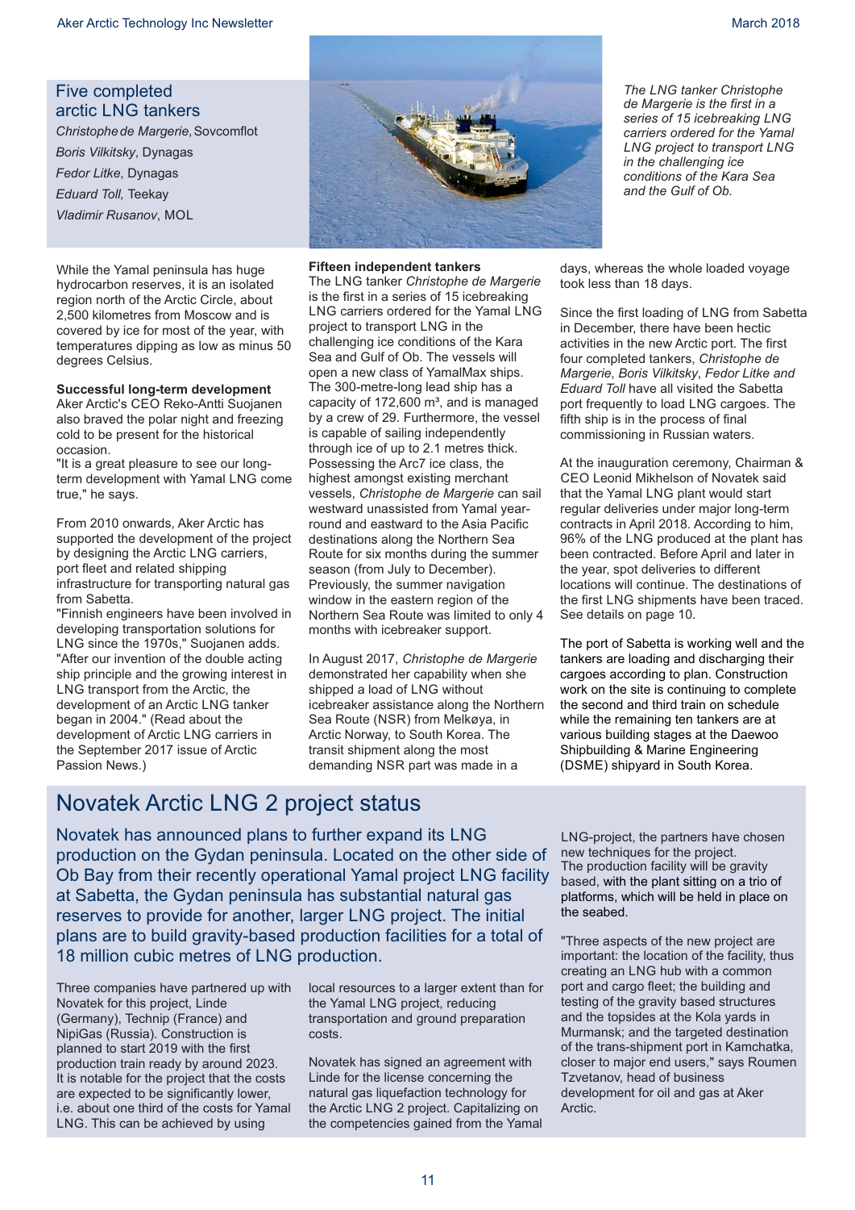## Five completed arctic LNG tankers

*Christophe de Margerie*, Sovcomflot
*Boris Vilkitsky*, Dynagas
*Fedor Litke*, Dynagas
*Eduard Toll,* Teekay
*Vladimir Rusanov*, MOL

*The LNG tanker Christophe de Margerie is the first in a series of 15 icebreaking LNG carriers ordered for the Yamal LNG project to transport LNG in the challenging ice conditions of the Kara Sea and the Gulf of Ob.*

While the Yamal peninsula has huge hydrocarbon reserves, it is an isolated region north of the Arctic Circle, about 2,500 kilometres from Moscow and is covered by ice for most of the year, with temperatures dipping as low as minus 50 degrees Celsius.

**Successful long-term development**
Aker Arctic's CEO Reko-Antti Suojanen also braved the polar night and freezing cold to be present for the historical occasion.
"It is a great pleasure to see our long-term development with Yamal LNG come true," he says.

From 2010 onwards, Aker Arctic has supported the development of the project by designing the Arctic LNG carriers, port fleet and related shipping infrastructure for transporting natural gas from Sabetta.
"Finnish engineers have been involved in developing transportation solutions for LNG since the 1970s," Suojanen adds. "After our invention of the double acting ship principle and the growing interest in LNG transport from the Arctic, the development of an Arctic LNG tanker began in 2004." (Read about the development of Arctic LNG carriers in the September 2017 issue of Arctic Passion News.)

**Fifteen independent tankers**
The LNG tanker *Christophe de Margerie* is the first in a series of 15 icebreaking LNG carriers ordered for the Yamal LNG project to transport LNG in the challenging ice conditions of the Kara Sea and Gulf of Ob. The vessels will open a new class of YamalMax ships. The 300-metre-long lead ship has a capacity of 172,600 m³, and is managed by a crew of 29. Furthermore, the vessel is capable of sailing independently through ice of up to 2.1 metres thick. Possessing the Arc7 ice class, the highest amongst existing merchant vessels, *Christophe de Margerie* can sail westward unassisted from Yamal year-round and eastward to the Asia Pacific destinations along the Northern Sea Route for six months during the summer season (from July to December). Previously, the summer navigation window in the eastern region of the Northern Sea Route was limited to only 4 months with icebreaker support.

In August 2017, *Christophe de Margerie* demonstrated her capability when she shipped a load of LNG without icebreaker assistance along the Northern Sea Route (NSR) from Melkøya, in Arctic Norway, to South Korea. The transit shipment along the most demanding NSR part was made in a days, whereas the whole loaded voyage took less than 18 days.

Since the first loading of LNG from Sabetta in December, there have been hectic activities in the new Arctic port. The first four completed tankers, *Christophe de Margerie*, *Boris Vilkitsky*, *Fedor Litke and Eduard Toll* have all visited the Sabetta port frequently to load LNG cargoes. The fifth ship is in the process of final commissioning in Russian waters.

At the inauguration ceremony, Chairman & CEO Leonid Mikhelson of Novatek said that the Yamal LNG plant would start regular deliveries under major long-term contracts in April 2018. According to him, 96% of the LNG produced at the plant has been contracted. Before April and later in the year, spot deliveries to different locations will continue. The destinations of the first LNG shipments have been traced. See details on page 10.

The port of Sabetta is working well and the tankers are loading and discharging their cargoes according to plan. Construction work on the site is continuing to complete the second and third train on schedule while the remaining ten tankers are at various building stages at the Daewoo Shipbuilding & Marine Engineering (DSME) shipyard in South Korea.

# Novatek Arctic LNG 2 project status

Novatek has announced plans to further expand its LNG production on the Gydan peninsula. Located on the other side of Ob Bay from their recently operational Yamal project LNG facility at Sabetta, the Gydan peninsula has substantial natural gas reserves to provide for another, larger LNG project. The initial plans are to build gravity-based production facilities for a total of 18 million cubic metres of LNG production.

Three companies have partnered up with Novatek for this project, Linde (Germany), Technip (France) and NipiGas (Russia). Construction is planned to start 2019 with the first production train ready by around 2023. It is notable for the project that the costs are expected to be significantly lower, i.e. about one third of the costs for Yamal LNG. This can be achieved by using local resources to a larger extent than for the Yamal LNG project, reducing transportation and ground preparation costs.

Novatek has signed an agreement with Linde for the license concerning the natural gas liquefaction technology for the Arctic LNG 2 project. Capitalizing on the competencies gained from the Yamal LNG-project, the partners have chosen new techniques for the project.
The production facility will be gravity based, with the plant sitting on a trio of platforms, which will be held in place on the seabed.

"Three aspects of the new project are important: the location of the facility, thus creating an LNG hub with a common port and cargo fleet; the building and testing of the gravity based structures and the topsides at the Kola yards in Murmansk; and the targeted destination of the trans-shipment port in Kamchatka, closer to major end users," says Roumen Tzvetanov, head of business development for oil and gas at Aker Arctic.